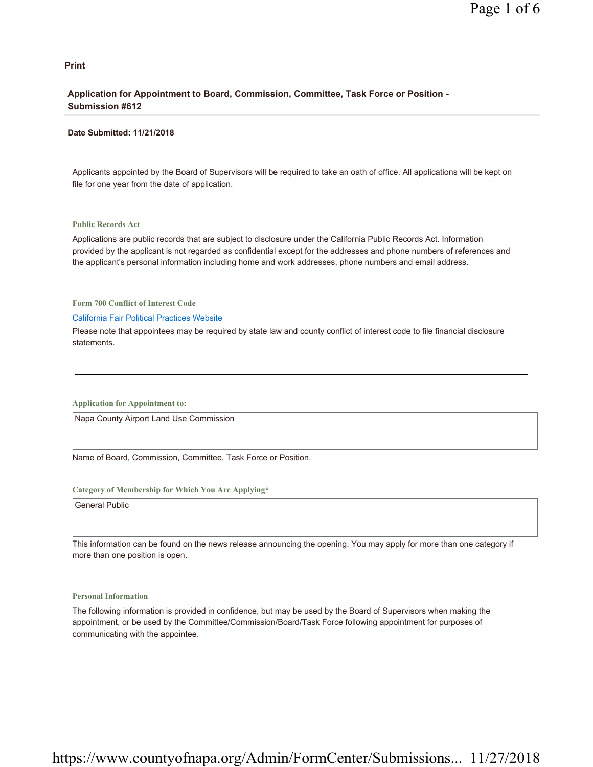**Print**

## Application for Appointment to Board, Commission, Committee, Task Force or Position - Submission #612

**Date Submitted: 11/21/2018**

Applicants appointed by the Board of Supervisors will be required to take an oath of office. All applications will be kept on file for one year from the date of application.

### Public Records Act

Applications are public records that are subject to disclosure under the California Public Records Act. Information provided by the applicant is not regarded as confidential except for the addresses and phone numbers of references and the applicant's personal information including home and work addresses, phone numbers and email address.

### Form 700 Conflict of Interest Code

California Fair Political Practices Website

Please note that appointees may be required by state law and county conflict of interest code to file financial disclosure statements.

---

### Application for Appointment to:

Napa County Airport Land Use Commission

Name of Board, Commission, Committee, Task Force or Position.

### Category of Membership for Which You Are Applying*

General Public

This information can be found on the news release announcing the opening. You may apply for more than one category if more than one position is open.

### Personal Information

The following information is provided in confidence, but may be used by the Board of Supervisors when making the appointment, or be used by the Committee/Commission/Board/Task Force following appointment for purposes of communicating with the appointee.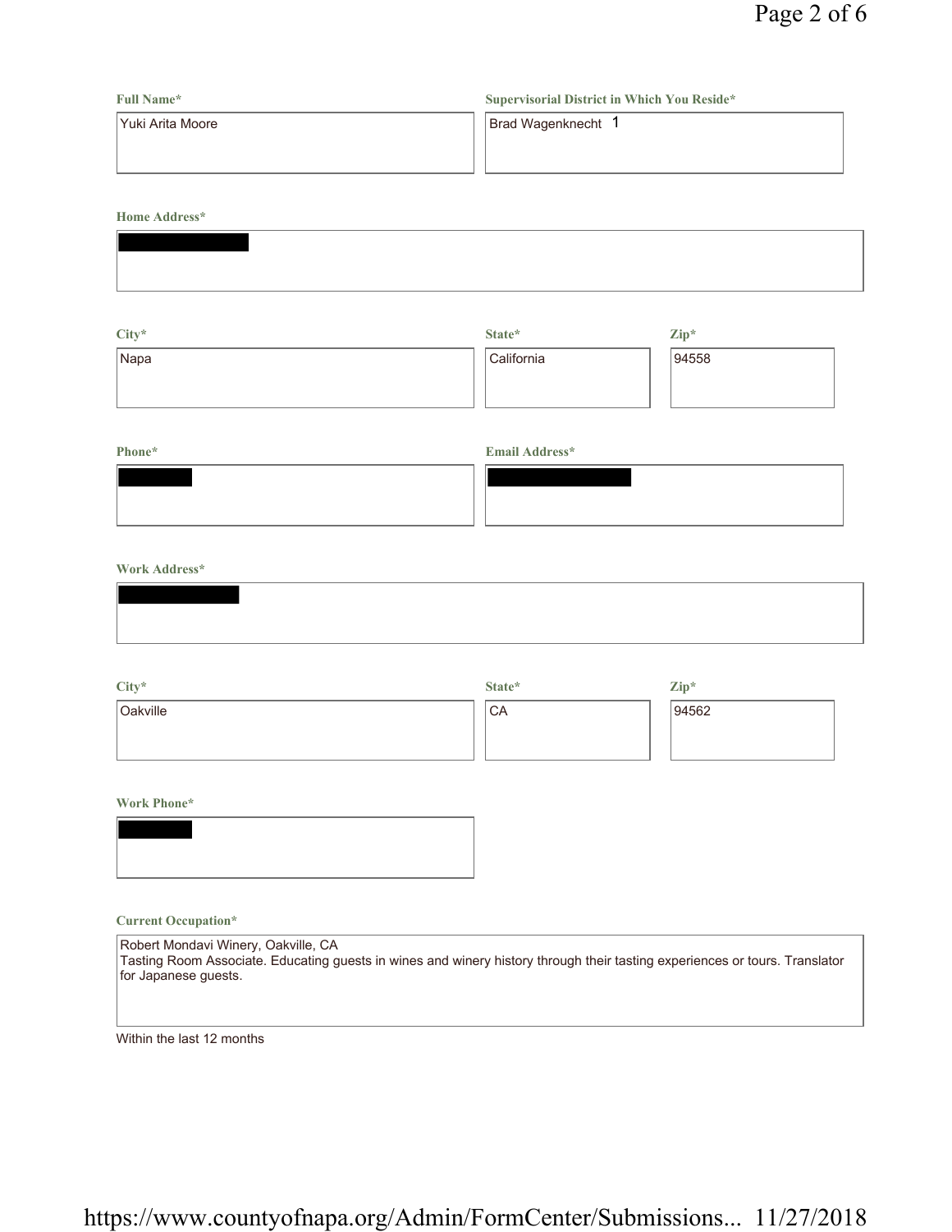**Full Name***

Yuki Arita Moore

**Supervisorial District in Which You Reside***

Brad Wagenknecht 1

**Home Address***

[REDACTED]

**City***

Napa

**State***

California

**Zip***

94558

**Phone***

[REDACTED]

**Email Address***

[REDACTED]

**Work Address***

[REDACTED]

**City***

Oakville

**State***

CA

**Zip***

94562

**Work Phone***

[REDACTED]

**Current Occupation***

Robert Mondavi Winery, Oakville, CA
Tasting Room Associate. Educating guests in wines and winery history through their tasting experiences or tours. Translator for Japanese guests.

Within the last 12 months

https://www.countyofnapa.org/Admin/FormCenter/Submissions... 11/27/2018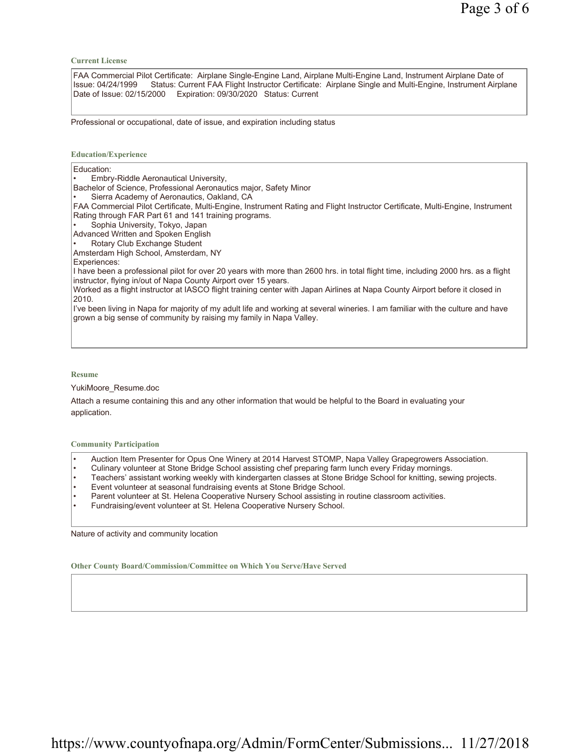### Current License

FAA Commercial Pilot Certificate: Airplane Single-Engine Land, Airplane Multi-Engine Land, Instrument Airplane Date of Issue: 04/24/1999 Status: Current FAA Flight Instructor Certificate: Airplane Single and Multi-Engine, Instrument Airplane Date of Issue: 02/15/2000 Expiration: 09/30/2020 Status: Current

Professional or occupational, date of issue, and expiration including status

### Education/Experience

Education:

- Embry-Riddle Aeronautical University,

Bachelor of Science, Professional Aeronautics major, Safety Minor

- Sierra Academy of Aeronautics, Oakland, CA

FAA Commercial Pilot Certificate, Multi-Engine, Instrument Rating and Flight Instructor Certificate, Multi-Engine, Instrument Rating through FAR Part 61 and 141 training programs.

- Sophia University, Tokyo, Japan

Advanced Written and Spoken English

- Rotary Club Exchange Student

Amsterdam High School, Amsterdam, NY

Experiences:

I have been a professional pilot for over 20 years with more than 2600 hrs. in total flight time, including 2000 hrs. as a flight instructor, flying in/out of Napa County Airport over 15 years.

Worked as a flight instructor at IASCO flight training center with Japan Airlines at Napa County Airport before it closed in 2010.

I've been living in Napa for majority of my adult life and working at several wineries. I am familiar with the culture and have grown a big sense of community by raising my family in Napa Valley.

### Resume

YukiMoore_Resume.doc

Attach a resume containing this and any other information that would be helpful to the Board in evaluating your application.

### Community Participation

- Auction Item Presenter for Opus One Winery at 2014 Harvest STOMP, Napa Valley Grapegrowers Association.
- Culinary volunteer at Stone Bridge School assisting chef preparing farm lunch every Friday mornings.
- Teachers' assistant working weekly with kindergarten classes at Stone Bridge School for knitting, sewing projects.
- Event volunteer at seasonal fundraising events at Stone Bridge School.
- Parent volunteer at St. Helena Cooperative Nursery School assisting in routine classroom activities.
- Fundraising/event volunteer at St. Helena Cooperative Nursery School.

Nature of activity and community location

### Other County Board/Commission/Committee on Which You Serve/Have Served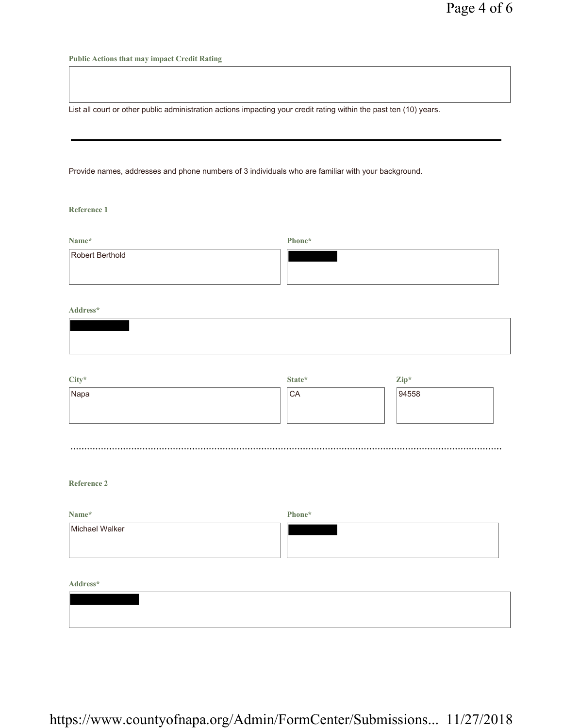**Public Actions that may impact Credit Rating**

List all court or other public administration actions impacting your credit rating within the past ten (10) years.

---

Provide names, addresses and phone numbers of 3 individuals who are familiar with your background.

**Reference 1**

**Name***

Robert Berthold

**Phone***

[REDACTED]

**Address***

[REDACTED]

**City***

Napa

**State***

CA

**Zip***

94558

---

**Reference 2**

**Name***

Michael Walker

**Phone***

[REDACTED]

**Address***

[REDACTED]

https://www.countyofnapa.org/Admin/FormCenter/Submissions... 11/27/2018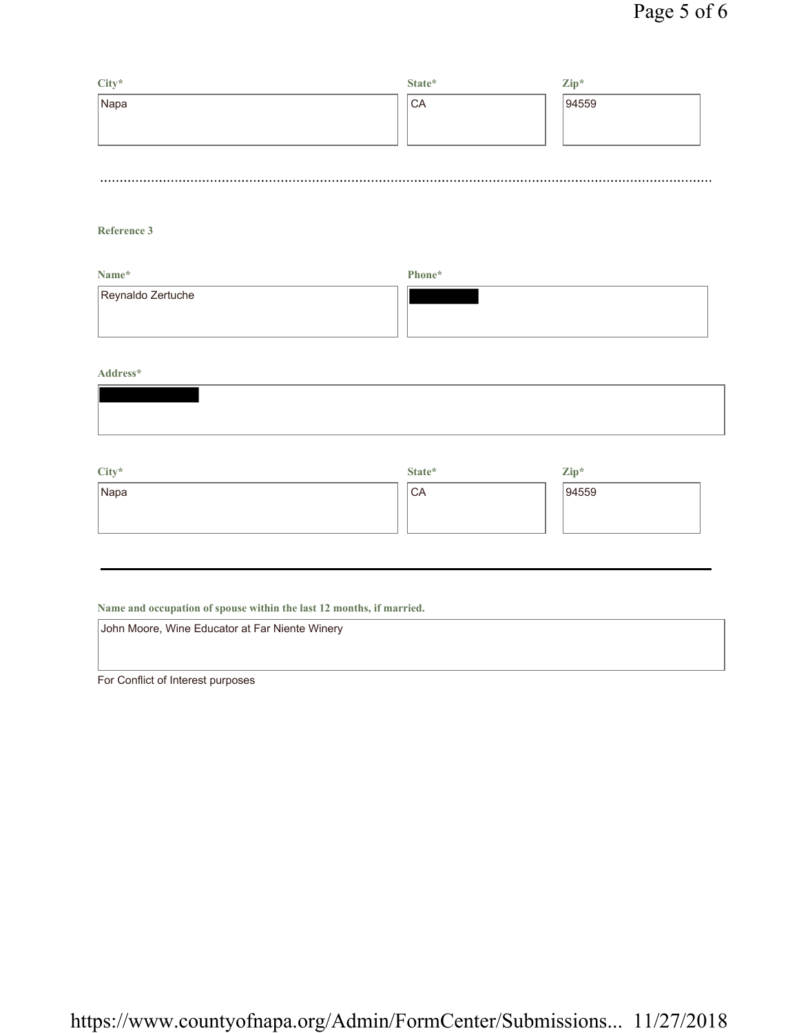**City***

Napa

**State***

CA

**Zip***

94559

---

**Reference 3**

**Name***

Reynaldo Zertuche

**Phone***

█████

**Address***

█████

**City***

Napa

**State***

CA

**Zip***

94559

---

**Name and occupation of spouse within the last 12 months, if married.**

John Moore, Wine Educator at Far Niente Winery

For Conflict of Interest purposes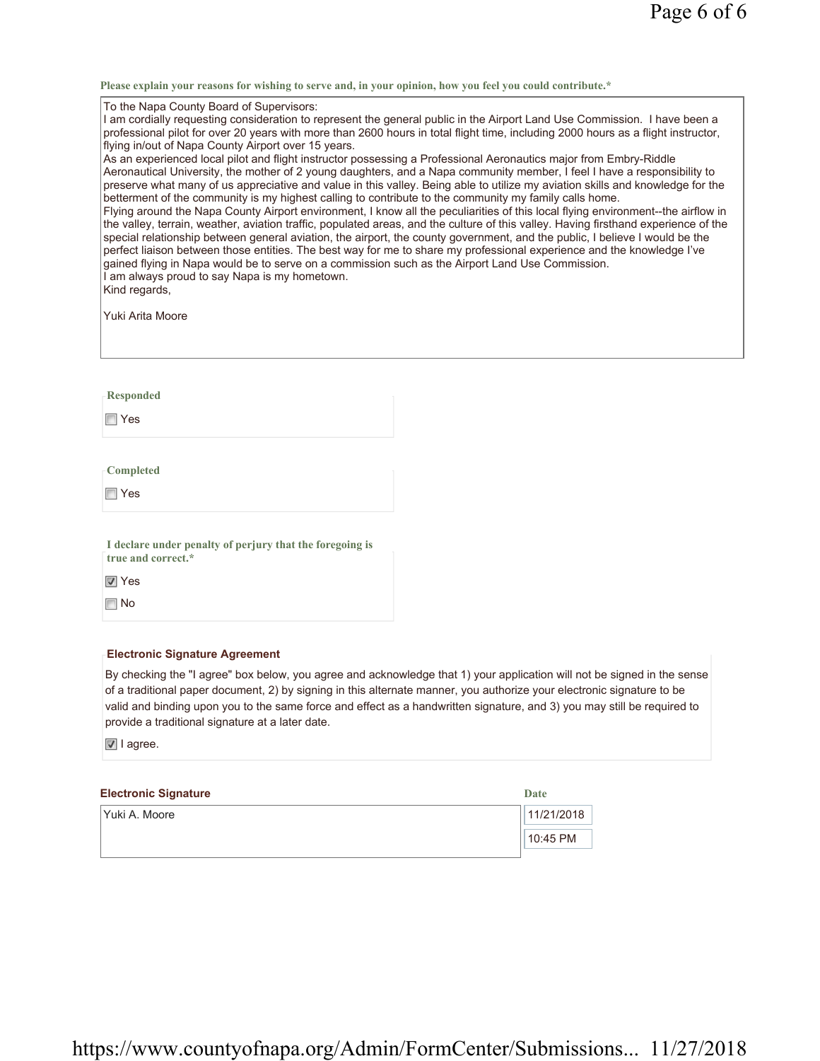**Please explain your reasons for wishing to serve and, in your opinion, how you feel you could contribute.***

To the Napa County Board of Supervisors:
I am cordially requesting consideration to represent the general public in the Airport Land Use Commission. I have been a professional pilot for over 20 years with more than 2600 hours in total flight time, including 2000 hours as a flight instructor, flying in/out of Napa County Airport over 15 years.
As an experienced local pilot and flight instructor possessing a Professional Aeronautics major from Embry-Riddle Aeronautical University, the mother of 2 young daughters, and a Napa community member, I feel I have a responsibility to preserve what many of us appreciative and value in this valley. Being able to utilize my aviation skills and knowledge for the betterment of the community is my highest calling to contribute to the community my family calls home.
Flying around the Napa County Airport environment, I know all the peculiarities of this local flying environment--the airflow in the valley, terrain, weather, aviation traffic, populated areas, and the culture of this valley. Having firsthand experience of the special relationship between general aviation, the airport, the county government, and the public, I believe I would be the perfect liaison between those entities. The best way for me to share my professional experience and the knowledge I've gained flying in Napa would be to serve on a commission such as the Airport Land Use Commission.
I am always proud to say Napa is my hometown.
Kind regards,

Yuki Arita Moore

**Responded**

☐ Yes

**Completed**

☐ Yes

**I declare under penalty of perjury that the foregoing is true and correct.***

☑ Yes

☐ No

**Electronic Signature Agreement**

By checking the "I agree" box below, you agree and acknowledge that 1) your application will not be signed in the sense of a traditional paper document, 2) by signing in this alternate manner, you authorize your electronic signature to be valid and binding upon you to the same force and effect as a handwritten signature, and 3) you may still be required to provide a traditional signature at a later date.

☑ I agree.

| Electronic Signature | Date |
|---|---|
| Yuki A. Moore | 11/21/2018 10:45 PM |

https://www.countyofnapa.org/Admin/FormCenter/Submissions... 11/27/2018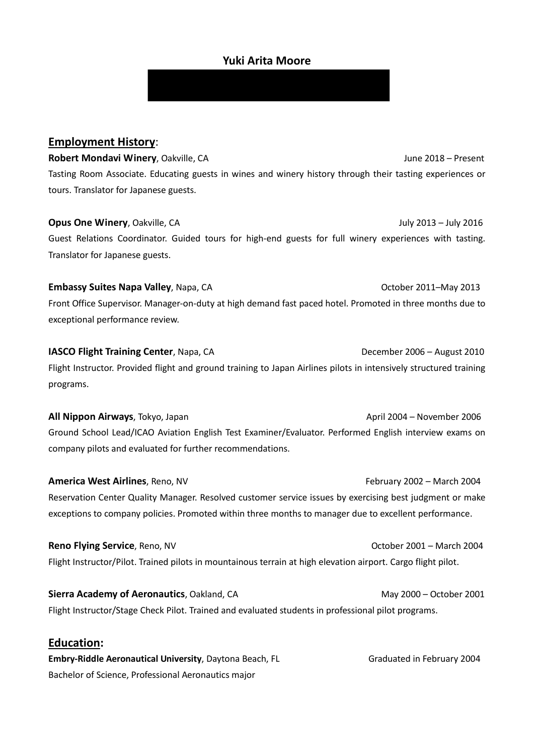# Yuki Arita Moore

## Employment History:

**Robert Mondavi Winery**, Oakville, CA — June 2018 – Present

Tasting Room Associate. Educating guests in wines and winery history through their tasting experiences or tours. Translator for Japanese guests.

**Opus One Winery**, Oakville, CA — July 2013 – July 2016

Guest Relations Coordinator. Guided tours for high-end guests for full winery experiences with tasting. Translator for Japanese guests.

**Embassy Suites Napa Valley**, Napa, CA — October 2011–May 2013

Front Office Supervisor. Manager-on-duty at high demand fast paced hotel. Promoted in three months due to exceptional performance review.

**IASCO Flight Training Center**, Napa, CA — December 2006 – August 2010

Flight Instructor. Provided flight and ground training to Japan Airlines pilots in intensively structured training programs.

**All Nippon Airways**, Tokyo, Japan — April 2004 – November 2006

Ground School Lead/ICAO Aviation English Test Examiner/Evaluator. Performed English interview exams on company pilots and evaluated for further recommendations.

**America West Airlines**, Reno, NV — February 2002 – March 2004

Reservation Center Quality Manager. Resolved customer service issues by exercising best judgment or make exceptions to company policies. Promoted within three months to manager due to excellent performance.

**Reno Flying Service**, Reno, NV — October 2001 – March 2004

Flight Instructor/Pilot. Trained pilots in mountainous terrain at high elevation airport. Cargo flight pilot.

**Sierra Academy of Aeronautics**, Oakland, CA — May 2000 – October 2001

Flight Instructor/Stage Check Pilot. Trained and evaluated students in professional pilot programs.

## Education:

**Embry-Riddle Aeronautical University**, Daytona Beach, FL — Graduated in February 2004

Bachelor of Science, Professional Aeronautics major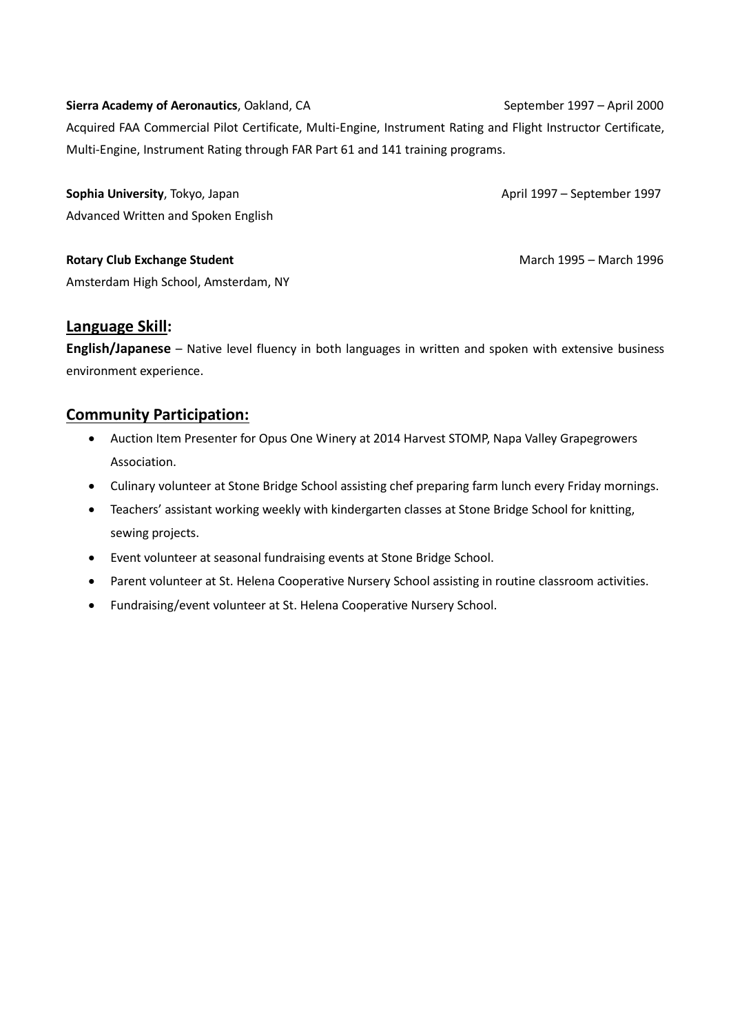**Sierra Academy of Aeronautics**, Oakland, CA September 1997 – April 2000

Acquired FAA Commercial Pilot Certificate, Multi-Engine, Instrument Rating and Flight Instructor Certificate, Multi-Engine, Instrument Rating through FAR Part 61 and 141 training programs.

**Sophia University**, Tokyo, Japan April 1997 – September 1997

Advanced Written and Spoken English

**Rotary Club Exchange Student** March 1995 – March 1996

Amsterdam High School, Amsterdam, NY

## Language Skill:

**English/Japanese** – Native level fluency in both languages in written and spoken with extensive business environment experience.

## Community Participation:

- Auction Item Presenter for Opus One Winery at 2014 Harvest STOMP, Napa Valley Grapegrowers Association.
- Culinary volunteer at Stone Bridge School assisting chef preparing farm lunch every Friday mornings.
- Teachers' assistant working weekly with kindergarten classes at Stone Bridge School for knitting, sewing projects.
- Event volunteer at seasonal fundraising events at Stone Bridge School.
- Parent volunteer at St. Helena Cooperative Nursery School assisting in routine classroom activities.
- Fundraising/event volunteer at St. Helena Cooperative Nursery School.